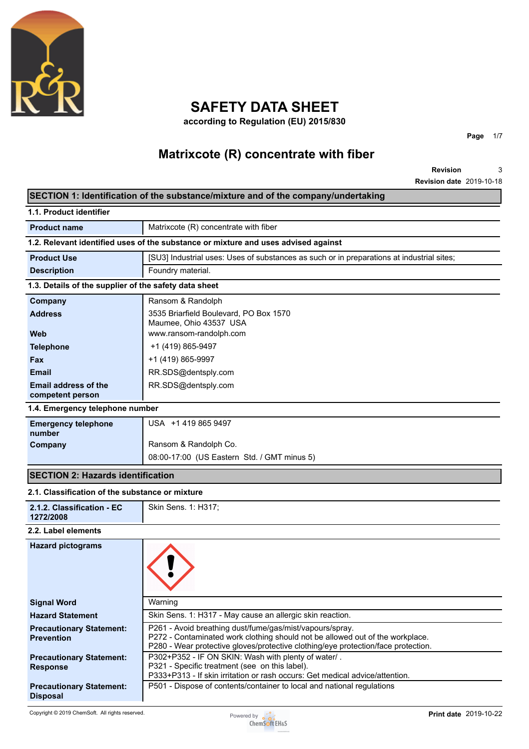# SAFETY DATA SHEET

**according to Regulation (EU) 2015/830**

## Matrixcote (R) concentrate with fiber

**Revision** 3
**Revision date** 2019-10-18

## SECTION 1: Identification of the substance/mixture and of the company/undertaking

### 1.1. Product identifier

| | |
|---|---|
| **Product name** | Matrixcote (R) concentrate with fiber |

### 1.2. Relevant identified uses of the substance or mixture and uses advised against

| | |
|---|---|
| **Product Use** | [SU3] Industrial uses: Uses of substances as such or in preparations at industrial sites; |
| **Description** | Foundry material. |

### 1.3. Details of the supplier of the safety data sheet

| | |
|---|---|
| **Company** | Ransom & Randolph |
| **Address** | 3535 Briarfield Boulevard, PO Box 1570<br>Maumee, Ohio 43537 USA |
| **Web** | www.ransom-randolph.com |
| **Telephone** | +1 (419) 865-9497 |
| **Fax** | +1 (419) 865-9997 |
| **Email** | RR.SDS@dentsply.com |
| **Email address of the competent person** | RR.SDS@dentsply.com |

### 1.4. Emergency telephone number

| | |
|---|---|
| **Emergency telephone number** | USA +1 419 865 9497 |
| **Company** | Ransom & Randolph Co. |
| | 08:00-17:00 (US Eastern Std. / GMT minus 5) |

## SECTION 2: Hazards identification

### 2.1. Classification of the substance or mixture

| | |
|---|---|
| **2.1.2. Classification - EC 1272/2008** | Skin Sens. 1: H317; |

### 2.2. Label elements

| | |
|---|---|
| **Hazard pictograms** | |
| **Signal Word** | Warning |
| **Hazard Statement** | Skin Sens. 1: H317 - May cause an allergic skin reaction. |
| **Precautionary Statement: Prevention** | P261 - Avoid breathing dust/fume/gas/mist/vapours/spray.<br>P272 - Contaminated work clothing should not be allowed out of the workplace.<br>P280 - Wear protective gloves/protective clothing/eye protection/face protection. |
| **Precautionary Statement: Response** | P302+P352 - IF ON SKIN: Wash with plenty of water/ .<br>P321 - Specific treatment (see on this label).<br>P333+P313 - If skin irritation or rash occurs: Get medical advice/attention. |
| **Precautionary Statement: Disposal** | P501 - Dispose of contents/container to local and national regulations |

Copyright © 2019 ChemSoft. All rights reserved.

**Print date** 2019-10-22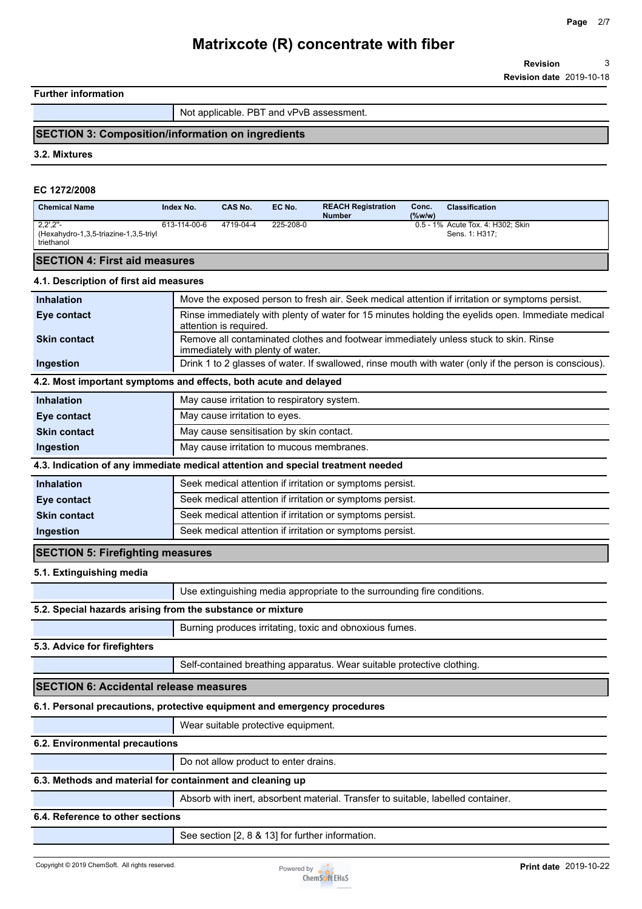**Further information**

| | |
|---|---|
| | Not applicable. PBT and vPvB assessment. |

## SECTION 3: Composition/information on ingredients

### 3.2. Mixtures

**EC 1272/2008**

| Chemical Name | Index No. | CAS No. | EC No. | REACH Registration Number | Conc. (%w/w) | Classification |
|---|---|---|---|---|---|---|
| 2,2',2''-(Hexahydro-1,3,5-triazine-1,3,5-triyl triethanol | 613-114-00-6 | 4719-04-4 | 225-208-0 | | 0.5 - 1% | Acute Tox. 4: H302; Skin Sens. 1: H317; |

## SECTION 4: First aid measures

### 4.1. Description of first aid measures

| | |
|---|---|
| **Inhalation** | Move the exposed person to fresh air. Seek medical attention if irritation or symptoms persist. |
| **Eye contact** | Rinse immediately with plenty of water for 15 minutes holding the eyelids open. Immediate medical attention is required. |
| **Skin contact** | Remove all contaminated clothes and footwear immediately unless stuck to skin. Rinse immediately with plenty of water. |
| **Ingestion** | Drink 1 to 2 glasses of water. If swallowed, rinse mouth with water (only if the person is conscious). |

### 4.2. Most important symptoms and effects, both acute and delayed

| | |
|---|---|
| **Inhalation** | May cause irritation to respiratory system. |
| **Eye contact** | May cause irritation to eyes. |
| **Skin contact** | May cause sensitisation by skin contact. |
| **Ingestion** | May cause irritation to mucous membranes. |

### 4.3. Indication of any immediate medical attention and special treatment needed

| | |
|---|---|
| **Inhalation** | Seek medical attention if irritation or symptoms persist. |
| **Eye contact** | Seek medical attention if irritation or symptoms persist. |
| **Skin contact** | Seek medical attention if irritation or symptoms persist. |
| **Ingestion** | Seek medical attention if irritation or symptoms persist. |

## SECTION 5: Firefighting measures

### 5.1. Extinguishing media

Use extinguishing media appropriate to the surrounding fire conditions.

### 5.2. Special hazards arising from the substance or mixture

Burning produces irritating, toxic and obnoxious fumes.

### 5.3. Advice for firefighters

Self-contained breathing apparatus. Wear suitable protective clothing.

## SECTION 6: Accidental release measures

### 6.1. Personal precautions, protective equipment and emergency procedures

Wear suitable protective equipment.

### 6.2. Environmental precautions

Do not allow product to enter drains.

### 6.3. Methods and material for containment and cleaning up

Absorb with inert, absorbent material. Transfer to suitable, labelled container.

### 6.4. Reference to other sections

See section [2, 8 & 13] for further information.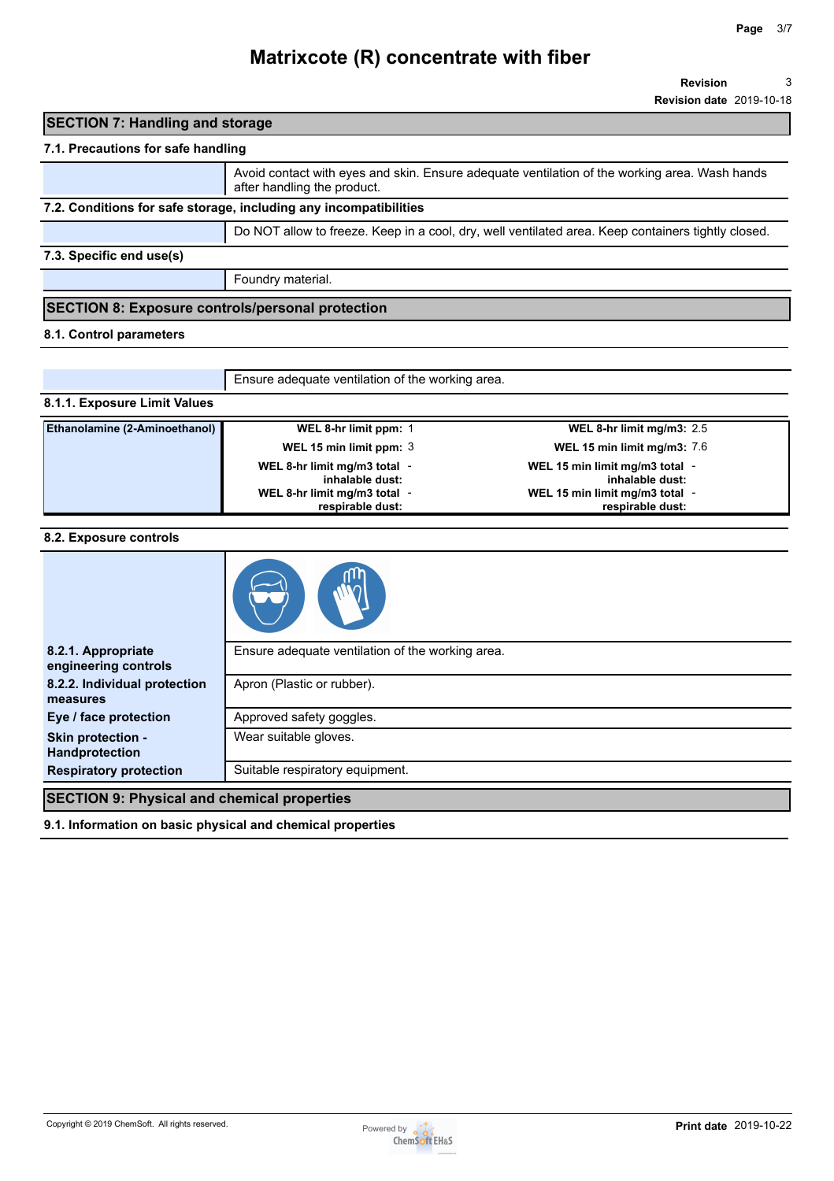# Matrixcote (R) concentrate with fiber

**Revision** 3
**Revision date** 2019-10-18

## SECTION 7: Handling and storage

### 7.1. Precautions for safe handling

Avoid contact with eyes and skin. Ensure adequate ventilation of the working area. Wash hands after handling the product.

### 7.2. Conditions for safe storage, including any incompatibilities

Do NOT allow to freeze. Keep in a cool, dry, well ventilated area. Keep containers tightly closed.

### 7.3. Specific end use(s)

Foundry material.

## SECTION 8: Exposure controls/personal protection

### 8.1. Control parameters

Ensure adequate ventilation of the working area.

### 8.1.1. Exposure Limit Values

| Substance | | | | |
|---|---|---|---|---|
| Ethanolamine (2-Aminoethanol) | **WEL 8-hr limit ppm:** | 1 | **WEL 8-hr limit mg/m3:** | 2.5 |
| | **WEL 15 min limit ppm:** | 3 | **WEL 15 min limit mg/m3:** | 7.6 |
| | **WEL 8-hr limit mg/m3 total inhalable dust:** | - | **WEL 15 min limit mg/m3 total inhalable dust:** | - |
| | **WEL 8-hr limit mg/m3 total respirable dust:** | - | **WEL 15 min limit mg/m3 total respirable dust:** | - |

### 8.2. Exposure controls

| | |
|---|---|
| **8.2.1. Appropriate engineering controls** | Ensure adequate ventilation of the working area. |
| **8.2.2. Individual protection measures** | Apron (Plastic or rubber). |
| **Eye / face protection** | Approved safety goggles. |
| **Skin protection - Handprotection** | Wear suitable gloves. |
| **Respiratory protection** | Suitable respiratory equipment. |

## SECTION 9: Physical and chemical properties

### 9.1. Information on basic physical and chemical properties

Copyright © 2019 ChemSoft. All rights reserved.

**Print date** 2019-10-22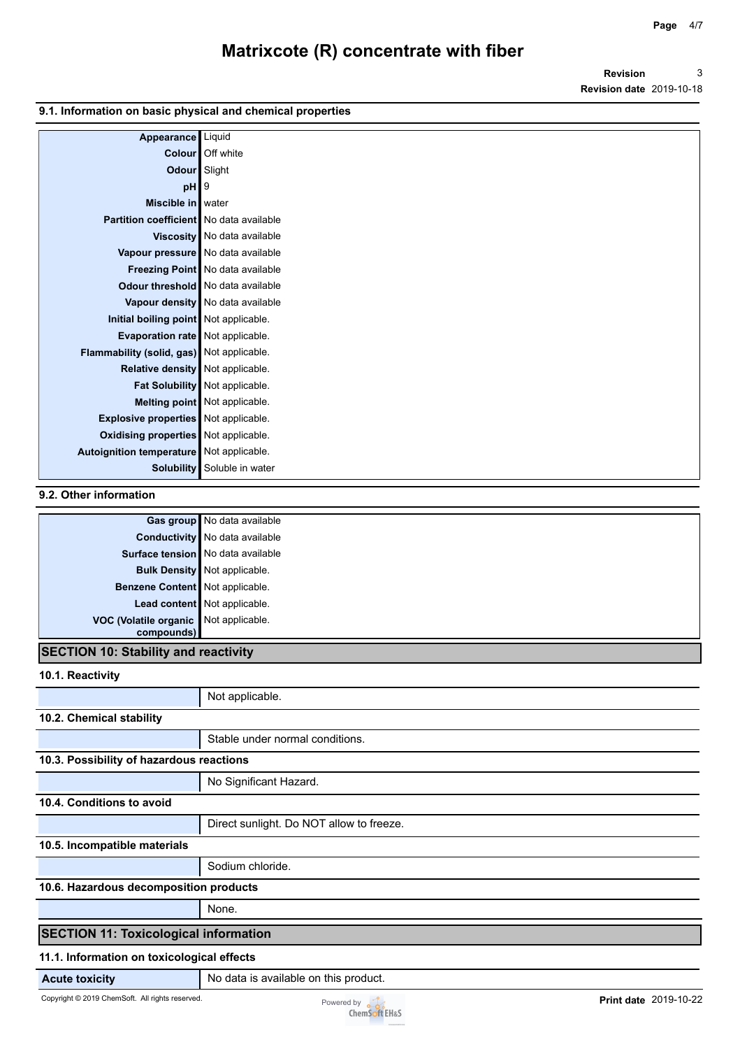### 9.1. Information on basic physical and chemical properties

| | |
|---|---|
| **Appearance** | Liquid |
| **Colour** | Off white |
| **Odour** | Slight |
| **pH** | 9 |
| **Miscible in** | water |
| **Partition coefficient** | No data available |
| **Viscosity** | No data available |
| **Vapour pressure** | No data available |
| **Freezing Point** | No data available |
| **Odour threshold** | No data available |
| **Vapour density** | No data available |
| **Initial boiling point** | Not applicable. |
| **Evaporation rate** | Not applicable. |
| **Flammability (solid, gas)** | Not applicable. |
| **Relative density** | Not applicable. |
| **Fat Solubility** | Not applicable. |
| **Melting point** | Not applicable. |
| **Explosive properties** | Not applicable. |
| **Oxidising properties** | Not applicable. |
| **Autoignition temperature** | Not applicable. |
| **Solubility** | Soluble in water |

### 9.2. Other information

| | |
|---|---|
| **Gas group** | No data available |
| **Conductivity** | No data available |
| **Surface tension** | No data available |
| **Bulk Density** | Not applicable. |
| **Benzene Content** | Not applicable. |
| **Lead content** | Not applicable. |
| **VOC (Volatile organic compounds)** | Not applicable. |

## SECTION 10: Stability and reactivity

### 10.1. Reactivity

Not applicable.

### 10.2. Chemical stability

Stable under normal conditions.

### 10.3. Possibility of hazardous reactions

No Significant Hazard.

### 10.4. Conditions to avoid

Direct sunlight. Do NOT allow to freeze.

### 10.5. Incompatible materials

Sodium chloride.

### 10.6. Hazardous decomposition products

None.

## SECTION 11: Toxicological information

### 11.1. Information on toxicological effects

| | |
|---|---|
| **Acute toxicity** | No data is available on this product. |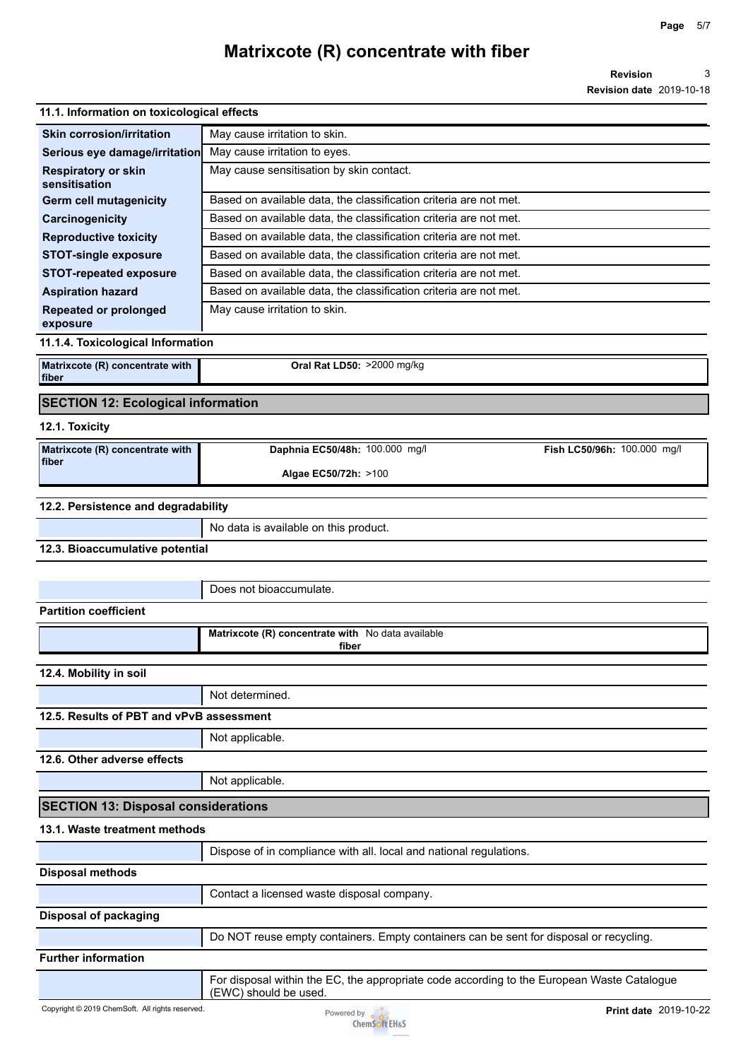### 11.1. Information on toxicological effects

| | |
|---|---|
| **Skin corrosion/irritation** | May cause irritation to skin. |
| **Serious eye damage/irritation** | May cause irritation to eyes. |
| **Respiratory or skin sensitisation** | May cause sensitisation by skin contact. |
| **Germ cell mutagenicity** | Based on available data, the classification criteria are not met. |
| **Carcinogenicity** | Based on available data, the classification criteria are not met. |
| **Reproductive toxicity** | Based on available data, the classification criteria are not met. |
| **STOT-single exposure** | Based on available data, the classification criteria are not met. |
| **STOT-repeated exposure** | Based on available data, the classification criteria are not met. |
| **Aspiration hazard** | Based on available data, the classification criteria are not met. |
| **Repeated or prolonged exposure** | May cause irritation to skin. |

### 11.1.4. Toxicological Information

| | |
|---|---|
| **Matrixcote (R) concentrate with fiber** | **Oral Rat LD50:** >2000 mg/kg |

## SECTION 12: Ecological information

### 12.1. Toxicity

| | | |
|---|---|---|
| **Matrixcote (R) concentrate with fiber** | **Daphnia EC50/48h:** 100.000 mg/l | **Fish LC50/96h:** 100.000 mg/l |
| | **Algae EC50/72h:** >100 | |

### 12.2. Persistence and degradability

No data is available on this product.

### 12.3. Bioaccumulative potential

Does not bioaccumulate.

**Partition coefficient**

| | |
|---|---|
| **Matrixcote (R) concentrate with fiber** | No data available |

### 12.4. Mobility in soil

Not determined.

### 12.5. Results of PBT and vPvB assessment

Not applicable.

### 12.6. Other adverse effects

Not applicable.

## SECTION 13: Disposal considerations

### 13.1. Waste treatment methods

Dispose of in compliance with all. local and national regulations.

**Disposal methods**

Contact a licensed waste disposal company.

**Disposal of packaging**

Do NOT reuse empty containers. Empty containers can be sent for disposal or recycling.

**Further information**

For disposal within the EC, the appropriate code according to the European Waste Catalogue (EWC) should be used.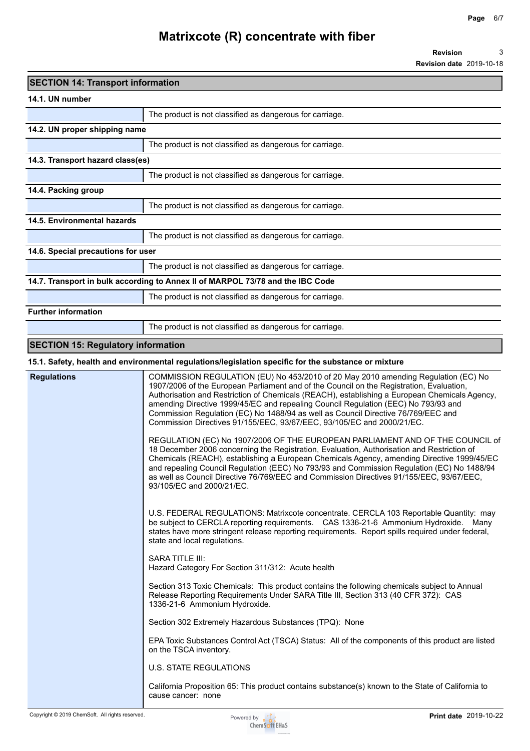## SECTION 14: Transport information

**14.1. UN number**

| | |
|---|---|
| | The product is not classified as dangerous for carriage. |

**14.2. UN proper shipping name**

| | |
|---|---|
| | The product is not classified as dangerous for carriage. |

**14.3. Transport hazard class(es)**

| | |
|---|---|
| | The product is not classified as dangerous for carriage. |

**14.4. Packing group**

| | |
|---|---|
| | The product is not classified as dangerous for carriage. |

**14.5. Environmental hazards**

| | |
|---|---|
| | The product is not classified as dangerous for carriage. |

**14.6. Special precautions for user**

| | |
|---|---|
| | The product is not classified as dangerous for carriage. |

**14.7. Transport in bulk according to Annex II of MARPOL 73/78 and the IBC Code**

| | |
|---|---|
| | The product is not classified as dangerous for carriage. |

**Further information**

| | |
|---|---|
| | The product is not classified as dangerous for carriage. |

## SECTION 15: Regulatory information

**15.1. Safety, health and environmental regulations/legislation specific for the substance or mixture**

**Regulations**

COMMISSION REGULATION (EU) No 453/2010 of 20 May 2010 amending Regulation (EC) No 1907/2006 of the European Parliament and of the Council on the Registration, Evaluation, Authorisation and Restriction of Chemicals (REACH), establishing a European Chemicals Agency, amending Directive 1999/45/EC and repealing Council Regulation (EEC) No 793/93 and Commission Regulation (EC) No 1488/94 as well as Council Directive 76/769/EEC and Commission Directives 91/155/EEC, 93/67/EEC, 93/105/EC and 2000/21/EC.

REGULATION (EC) No 1907/2006 OF THE EUROPEAN PARLIAMENT AND OF THE COUNCIL of 18 December 2006 concerning the Registration, Evaluation, Authorisation and Restriction of Chemicals (REACH), establishing a European Chemicals Agency, amending Directive 1999/45/EC and repealing Council Regulation (EEC) No 793/93 and Commission Regulation (EC) No 1488/94 as well as Council Directive 76/769/EEC and Commission Directives 91/155/EEC, 93/67/EEC, 93/105/EC and 2000/21/EC.

U.S. FEDERAL REGULATIONS: Matrixcote concentrate. CERCLA 103 Reportable Quantity: may be subject to CERCLA reporting requirements. CAS 1336-21-6 Ammonium Hydroxide. Many states have more stringent release reporting requirements. Report spills required under federal, state and local regulations.

SARA TITLE III:
Hazard Category For Section 311/312: Acute health

Section 313 Toxic Chemicals: This product contains the following chemicals subject to Annual Release Reporting Requirements Under SARA Title III, Section 313 (40 CFR 372): CAS 1336-21-6 Ammonium Hydroxide.

Section 302 Extremely Hazardous Substances (TPQ): None

EPA Toxic Substances Control Act (TSCA) Status: All of the components of this product are listed on the TSCA inventory.

U.S. STATE REGULATIONS

California Proposition 65: This product contains substance(s) known to the State of California to cause cancer: none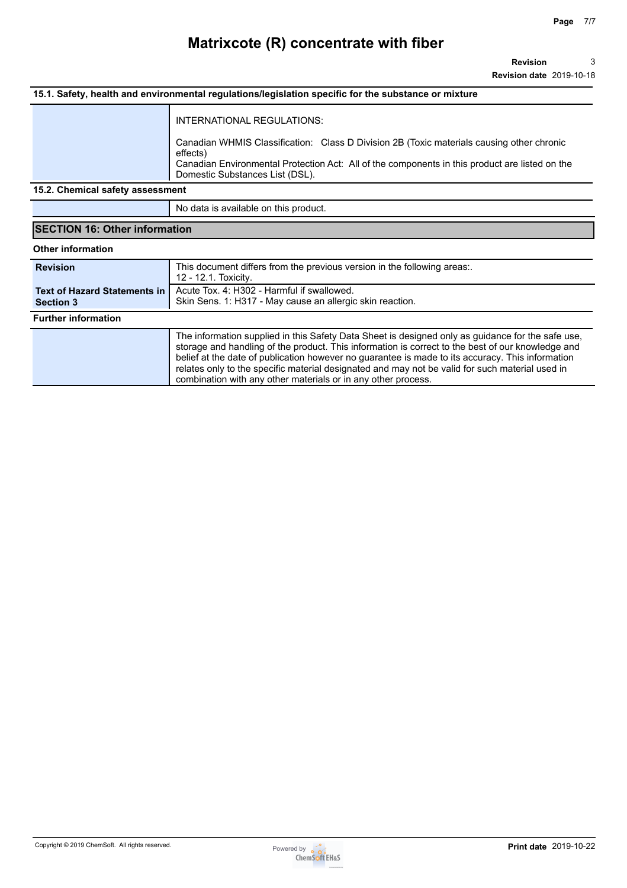### 15.1. Safety, health and environmental regulations/legislation specific for the substance or mixture

| | |
|---|---|
| | INTERNATIONAL REGULATIONS:<br><br>Canadian WHMIS Classification: Class D Division 2B (Toxic materials causing other chronic effects)<br>Canadian Environmental Protection Act: All of the components in this product are listed on the Domestic Substances List (DSL). |

### 15.2. Chemical safety assessment

| | |
|---|---|
| | No data is available on this product. |

## SECTION 16: Other information

### Other information

| | |
|---|---|
| **Revision** | This document differs from the previous version in the following areas:.<br>12 - 12.1. Toxicity. |
| **Text of Hazard Statements in Section 3** | Acute Tox. 4: H302 - Harmful if swallowed.<br>Skin Sens. 1: H317 - May cause an allergic skin reaction. |

### Further information

| | |
|---|---|
| | The information supplied in this Safety Data Sheet is designed only as guidance for the safe use, storage and handling of the product. This information is correct to the best of our knowledge and belief at the date of publication however no guarantee is made to its accuracy. This information relates only to the specific material designated and may not be valid for such material used in combination with any other materials or in any other process. |